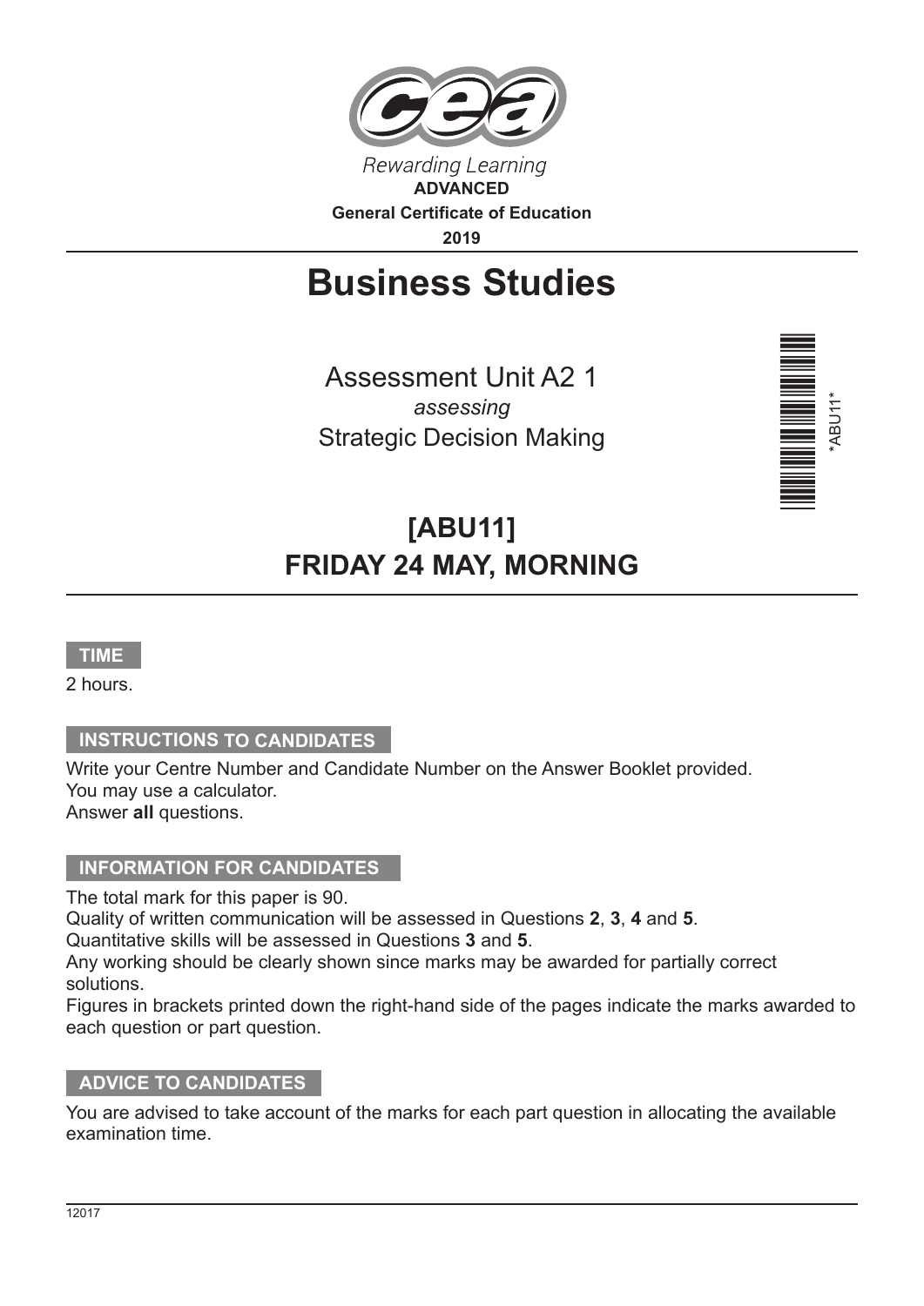Rewarding Learning

**ADVANCED**

**General Certificate of Education**

**2019**

# Business Studies

Assessment Unit A2 1

*assessing*

Strategic Decision Making

*ABU11*

## [ABU11]
## FRIDAY 24 MAY, MORNING

**TIME**

2 hours.

**INSTRUCTIONS TO CANDIDATES**

Write your Centre Number and Candidate Number on the Answer Booklet provided.
You may use a calculator.
Answer **all** questions.

**INFORMATION FOR CANDIDATES**

The total mark for this paper is 90.
Quality of written communication will be assessed in Questions **2**, **3**, **4** and **5**.
Quantitative skills will be assessed in Questions **3** and **5**.
Any working should be clearly shown since marks may be awarded for partially correct solutions.
Figures in brackets printed down the right-hand side of the pages indicate the marks awarded to each question or part question.

**ADVICE TO CANDIDATES**

You are advised to take account of the marks for each part question in allocating the available examination time.

12017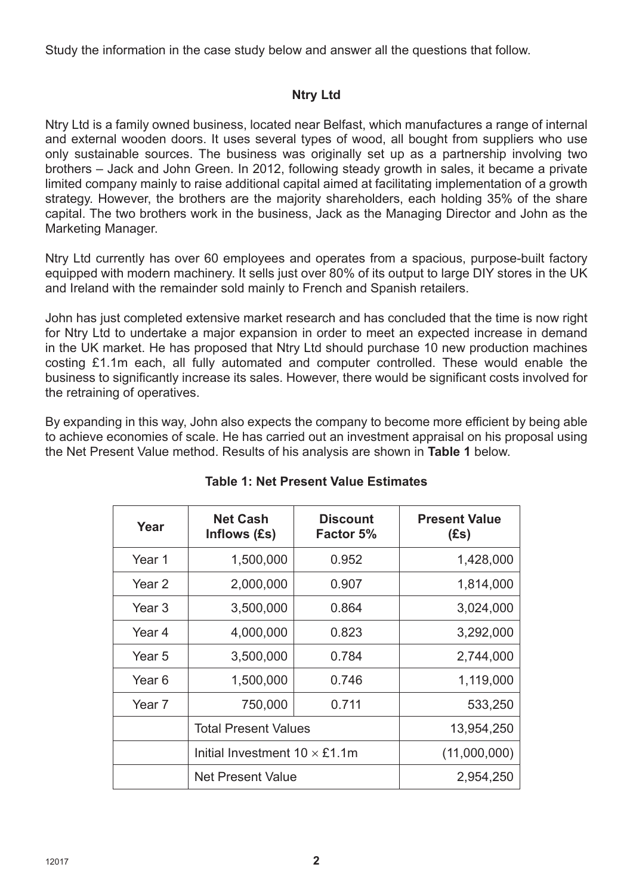Study the information in the case study below and answer all the questions that follow.

## Ntry Ltd

Ntry Ltd is a family owned business, located near Belfast, which manufactures a range of internal and external wooden doors. It uses several types of wood, all bought from suppliers who use only sustainable sources. The business was originally set up as a partnership involving two brothers – Jack and John Green. In 2012, following steady growth in sales, it became a private limited company mainly to raise additional capital aimed at facilitating implementation of a growth strategy. However, the brothers are the majority shareholders, each holding 35% of the share capital. The two brothers work in the business, Jack as the Managing Director and John as the Marketing Manager.

Ntry Ltd currently has over 60 employees and operates from a spacious, purpose-built factory equipped with modern machinery. It sells just over 80% of its output to large DIY stores in the UK and Ireland with the remainder sold mainly to French and Spanish retailers.

John has just completed extensive market research and has concluded that the time is now right for Ntry Ltd to undertake a major expansion in order to meet an expected increase in demand in the UK market. He has proposed that Ntry Ltd should purchase 10 new production machines costing £1.1m each, all fully automated and computer controlled. These would enable the business to significantly increase its sales. However, there would be significant costs involved for the retraining of operatives.

By expanding in this way, John also expects the company to become more efficient by being able to achieve economies of scale. He has carried out an investment appraisal on his proposal using the Net Present Value method. Results of his analysis are shown in **Table 1** below.

**Table 1: Net Present Value Estimates**

| Year | Net Cash Inflows (£s) | Discount Factor 5% | Present Value (£s) |
|---|---|---|---|
| Year 1 | 1,500,000 | 0.952 | 1,428,000 |
| Year 2 | 2,000,000 | 0.907 | 1,814,000 |
| Year 3 | 3,500,000 | 0.864 | 3,024,000 |
| Year 4 | 4,000,000 | 0.823 | 3,292,000 |
| Year 5 | 3,500,000 | 0.784 | 2,744,000 |
| Year 6 | 1,500,000 | 0.746 | 1,119,000 |
| Year 7 | 750,000 | 0.711 | 533,250 |
| | Total Present Values | | 13,954,250 |
| | Initial Investment 10 × £1.1m | | (11,000,000) |
| | Net Present Value | | 2,954,250 |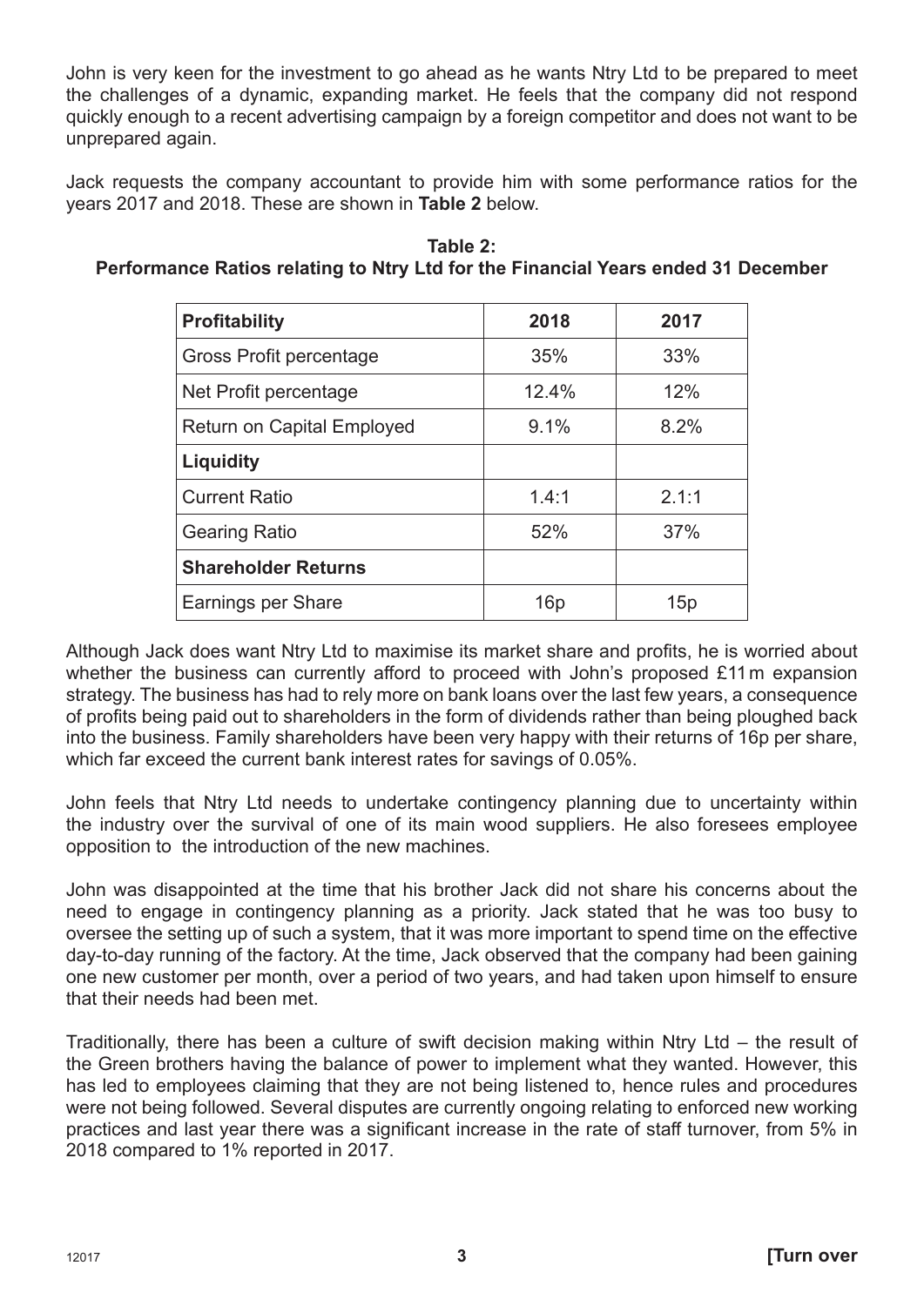John is very keen for the investment to go ahead as he wants Ntry Ltd to be prepared to meet the challenges of a dynamic, expanding market. He feels that the company did not respond quickly enough to a recent advertising campaign by a foreign competitor and does not want to be unprepared again.

Jack requests the company accountant to provide him with some performance ratios for the years 2017 and 2018. These are shown in **Table 2** below.

**Table 2:**
**Performance Ratios relating to Ntry Ltd for the Financial Years ended 31 December**

| **Profitability** | **2018** | **2017** |
|---|---|---|
| Gross Profit percentage | 35% | 33% |
| Net Profit percentage | 12.4% | 12% |
| Return on Capital Employed | 9.1% | 8.2% |
| **Liquidity** | | |
| Current Ratio | 1.4:1 | 2.1:1 |
| Gearing Ratio | 52% | 37% |
| **Shareholder Returns** | | |
| Earnings per Share | 16p | 15p |

Although Jack does want Ntry Ltd to maximise its market share and profits, he is worried about whether the business can currently afford to proceed with John's proposed £11 m expansion strategy. The business has had to rely more on bank loans over the last few years, a consequence of profits being paid out to shareholders in the form of dividends rather than being ploughed back into the business. Family shareholders have been very happy with their returns of 16p per share, which far exceed the current bank interest rates for savings of 0.05%.

John feels that Ntry Ltd needs to undertake contingency planning due to uncertainty within the industry over the survival of one of its main wood suppliers. He also foresees employee opposition to the introduction of the new machines.

John was disappointed at the time that his brother Jack did not share his concerns about the need to engage in contingency planning as a priority. Jack stated that he was too busy to oversee the setting up of such a system, that it was more important to spend time on the effective day-to-day running of the factory. At the time, Jack observed that the company had been gaining one new customer per month, over a period of two years, and had taken upon himself to ensure that their needs had been met.

Traditionally, there has been a culture of swift decision making within Ntry Ltd – the result of the Green brothers having the balance of power to implement what they wanted. However, this has led to employees claiming that they are not being listened to, hence rules and procedures were not being followed. Several disputes are currently ongoing relating to enforced new working practices and last year there was a significant increase in the rate of staff turnover, from 5% in 2018 compared to 1% reported in 2017.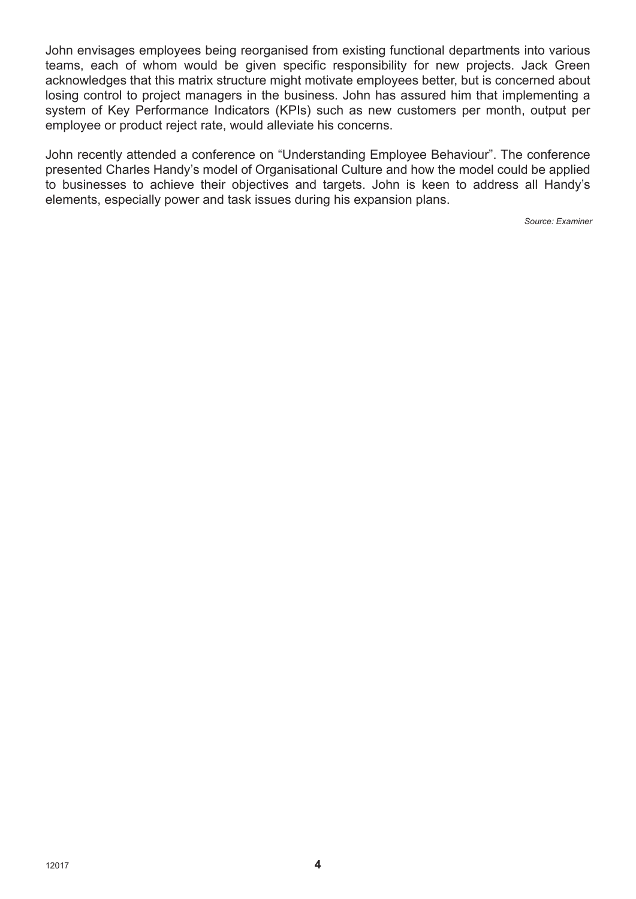John envisages employees being reorganised from existing functional departments into various teams, each of whom would be given specific responsibility for new projects. Jack Green acknowledges that this matrix structure might motivate employees better, but is concerned about losing control to project managers in the business. John has assured him that implementing a system of Key Performance Indicators (KPIs) such as new customers per month, output per employee or product reject rate, would alleviate his concerns.

John recently attended a conference on "Understanding Employee Behaviour". The conference presented Charles Handy's model of Organisational Culture and how the model could be applied to businesses to achieve their objectives and targets. John is keen to address all Handy's elements, especially power and task issues during his expansion plans.

*Source: Examiner*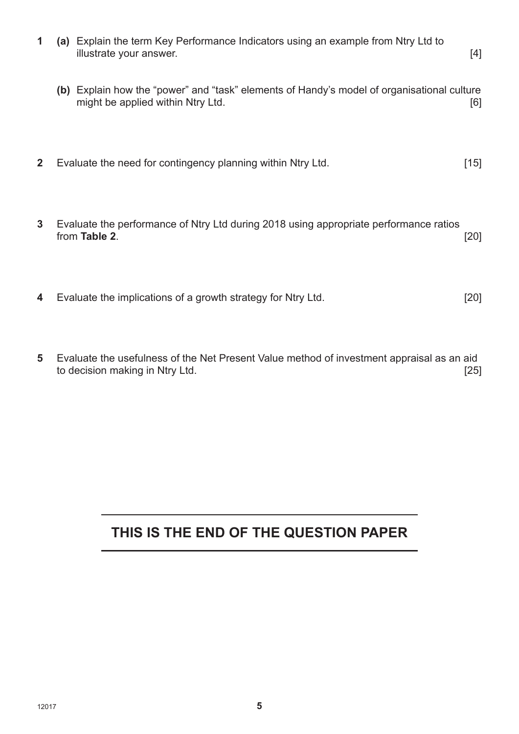**1** **(a)** Explain the term Key Performance Indicators using an example from Ntry Ltd to illustrate your answer. [4]

**(b)** Explain how the "power" and "task" elements of Handy's model of organisational culture might be applied within Ntry Ltd. [6]

**2** Evaluate the need for contingency planning within Ntry Ltd. [15]

**3** Evaluate the performance of Ntry Ltd during 2018 using appropriate performance ratios from **Table 2**. [20]

**4** Evaluate the implications of a growth strategy for Ntry Ltd. [20]

**5** Evaluate the usefulness of the Net Present Value method of investment appraisal as an aid to decision making in Ntry Ltd. [25]

**THIS IS THE END OF THE QUESTION PAPER**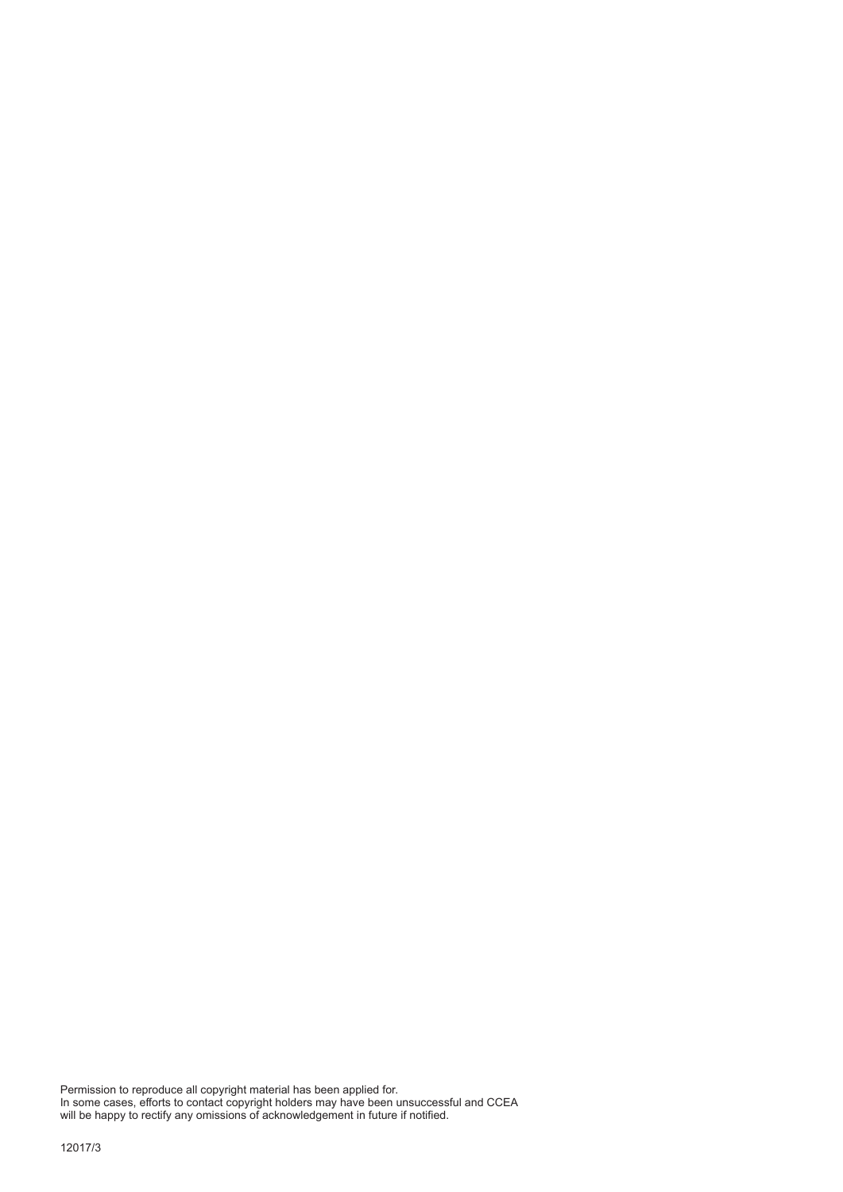Permission to reproduce all copyright material has been applied for.
In some cases, efforts to contact copyright holders may have been unsuccessful and CCEA will be happy to rectify any omissions of acknowledgement in future if notified.

12017/3